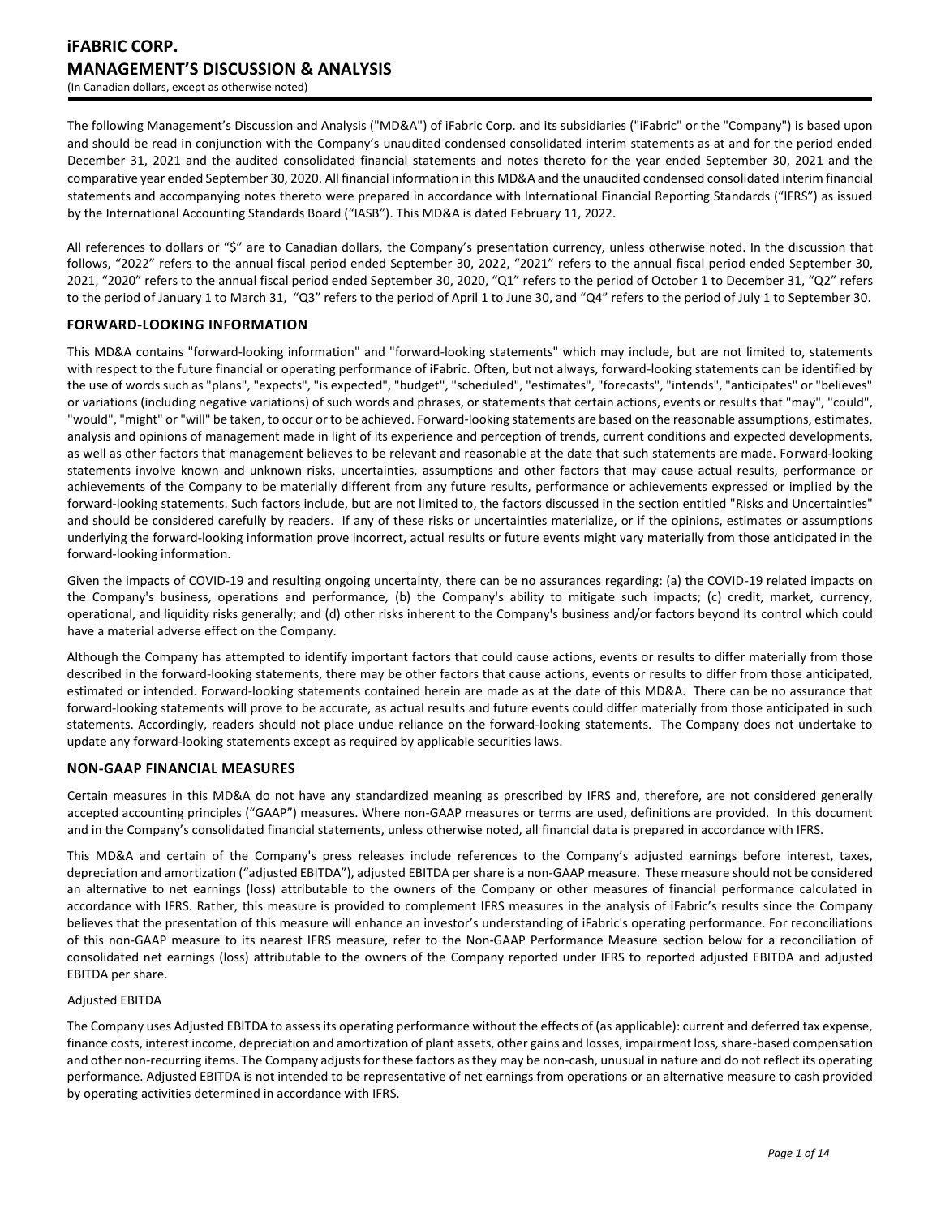# iFABRIC CORP.
# MANAGEMENT'S DISCUSSION & ANALYSIS

(In Canadian dollars, except as otherwise noted)

The following Management's Discussion and Analysis ("MD&A") of iFabric Corp. and its subsidiaries ("iFabric" or the "Company") is based upon and should be read in conjunction with the Company's unaudited condensed consolidated interim statements as at and for the period ended December 31, 2021 and the audited consolidated financial statements and notes thereto for the year ended September 30, 2021 and the comparative year ended September 30, 2020. All financial information in this MD&A and the unaudited condensed consolidated interim financial statements and accompanying notes thereto were prepared in accordance with International Financial Reporting Standards ("IFRS") as issued by the International Accounting Standards Board ("IASB"). This MD&A is dated February 11, 2022.

All references to dollars or "$" are to Canadian dollars, the Company's presentation currency, unless otherwise noted. In the discussion that follows, "2022" refers to the annual fiscal period ended September 30, 2022, "2021" refers to the annual fiscal period ended September 30, 2021, "2020" refers to the annual fiscal period ended September 30, 2020, "Q1" refers to the period of October 1 to December 31, "Q2" refers to the period of January 1 to March 31, "Q3" refers to the period of April 1 to June 30, and "Q4" refers to the period of July 1 to September 30.

## FORWARD-LOOKING INFORMATION

This MD&A contains "forward-looking information" and "forward-looking statements" which may include, but are not limited to, statements with respect to the future financial or operating performance of iFabric. Often, but not always, forward-looking statements can be identified by the use of words such as "plans", "expects", "is expected", "budget", "scheduled", "estimates", "forecasts", "intends", "anticipates" or "believes" or variations (including negative variations) of such words and phrases, or statements that certain actions, events or results that "may", "could", "would", "might" or "will" be taken, to occur or to be achieved. Forward-looking statements are based on the reasonable assumptions, estimates, analysis and opinions of management made in light of its experience and perception of trends, current conditions and expected developments, as well as other factors that management believes to be relevant and reasonable at the date that such statements are made. Forward-looking statements involve known and unknown risks, uncertainties, assumptions and other factors that may cause actual results, performance or achievements of the Company to be materially different from any future results, performance or achievements expressed or implied by the forward-looking statements. Such factors include, but are not limited to, the factors discussed in the section entitled "Risks and Uncertainties" and should be considered carefully by readers. If any of these risks or uncertainties materialize, or if the opinions, estimates or assumptions underlying the forward-looking information prove incorrect, actual results or future events might vary materially from those anticipated in the forward-looking information.

Given the impacts of COVID-19 and resulting ongoing uncertainty, there can be no assurances regarding: (a) the COVID-19 related impacts on the Company's business, operations and performance, (b) the Company's ability to mitigate such impacts; (c) credit, market, currency, operational, and liquidity risks generally; and (d) other risks inherent to the Company's business and/or factors beyond its control which could have a material adverse effect on the Company.

Although the Company has attempted to identify important factors that could cause actions, events or results to differ materially from those described in the forward-looking statements, there may be other factors that cause actions, events or results to differ from those anticipated, estimated or intended. Forward-looking statements contained herein are made as at the date of this MD&A. There can be no assurance that forward-looking statements will prove to be accurate, as actual results and future events could differ materially from those anticipated in such statements. Accordingly, readers should not place undue reliance on the forward-looking statements. The Company does not undertake to update any forward-looking statements except as required by applicable securities laws.

## NON-GAAP FINANCIAL MEASURES

Certain measures in this MD&A do not have any standardized meaning as prescribed by IFRS and, therefore, are not considered generally accepted accounting principles ("GAAP") measures. Where non-GAAP measures or terms are used, definitions are provided. In this document and in the Company's consolidated financial statements, unless otherwise noted, all financial data is prepared in accordance with IFRS.

This MD&A and certain of the Company's press releases include references to the Company's adjusted earnings before interest, taxes, depreciation and amortization ("adjusted EBITDA"), adjusted EBITDA per share is a non-GAAP measure. These measure should not be considered an alternative to net earnings (loss) attributable to the owners of the Company or other measures of financial performance calculated in accordance with IFRS. Rather, this measure is provided to complement IFRS measures in the analysis of iFabric's results since the Company believes that the presentation of this measure will enhance an investor's understanding of iFabric's operating performance. For reconciliations of this non-GAAP measure to its nearest IFRS measure, refer to the Non-GAAP Performance Measure section below for a reconciliation of consolidated net earnings (loss) attributable to the owners of the Company reported under IFRS to reported adjusted EBITDA and adjusted EBITDA per share.

Adjusted EBITDA

The Company uses Adjusted EBITDA to assess its operating performance without the effects of (as applicable): current and deferred tax expense, finance costs, interest income, depreciation and amortization of plant assets, other gains and losses, impairment loss, share-based compensation and other non-recurring items. The Company adjusts for these factors as they may be non-cash, unusual in nature and do not reflect its operating performance. Adjusted EBITDA is not intended to be representative of net earnings from operations or an alternative measure to cash provided by operating activities determined in accordance with IFRS.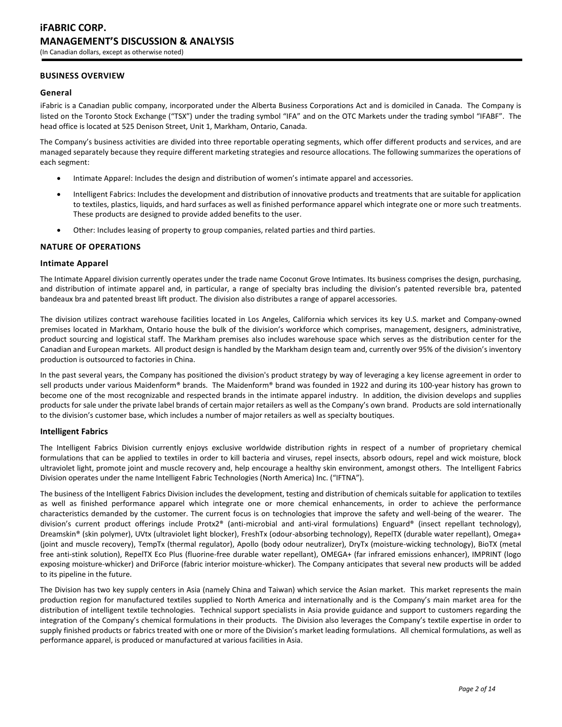## BUSINESS OVERVIEW

### General

iFabric is a Canadian public company, incorporated under the Alberta Business Corporations Act and is domiciled in Canada. The Company is listed on the Toronto Stock Exchange ("TSX") under the trading symbol "IFA" and on the OTC Markets under the trading symbol "IFABF". The head office is located at 525 Denison Street, Unit 1, Markham, Ontario, Canada.

The Company's business activities are divided into three reportable operating segments, which offer different products and services, and are managed separately because they require different marketing strategies and resource allocations. The following summarizes the operations of each segment:

- Intimate Apparel: Includes the design and distribution of women's intimate apparel and accessories.
- Intelligent Fabrics: Includes the development and distribution of innovative products and treatments that are suitable for application to textiles, plastics, liquids, and hard surfaces as well as finished performance apparel which integrate one or more such treatments. These products are designed to provide added benefits to the user.
- Other: Includes leasing of property to group companies, related parties and third parties.

## NATURE OF OPERATIONS

### Intimate Apparel

The Intimate Apparel division currently operates under the trade name Coconut Grove Intimates. Its business comprises the design, purchasing, and distribution of intimate apparel and, in particular, a range of specialty bras including the division's patented reversible bra, patented bandeaux bra and patented breast lift product. The division also distributes a range of apparel accessories.

The division utilizes contract warehouse facilities located in Los Angeles, California which services its key U.S. market and Company-owned premises located in Markham, Ontario house the bulk of the division's workforce which comprises, management, designers, administrative, product sourcing and logistical staff. The Markham premises also includes warehouse space which serves as the distribution center for the Canadian and European markets. All product design is handled by the Markham design team and, currently over 95% of the division's inventory production is outsourced to factories in China.

In the past several years, the Company has positioned the division's product strategy by way of leveraging a key license agreement in order to sell products under various Maidenform® brands. The Maidenform® brand was founded in 1922 and during its 100-year history has grown to become one of the most recognizable and respected brands in the intimate apparel industry. In addition, the division develops and supplies products for sale under the private label brands of certain major retailers as well as the Company's own brand. Products are sold internationally to the division's customer base, which includes a number of major retailers as well as specialty boutiques.

### Intelligent Fabrics

The Intelligent Fabrics Division currently enjoys exclusive worldwide distribution rights in respect of a number of proprietary chemical formulations that can be applied to textiles in order to kill bacteria and viruses, repel insects, absorb odours, repel and wick moisture, block ultraviolet light, promote joint and muscle recovery and, help encourage a healthy skin environment, amongst others. The Intelligent Fabrics Division operates under the name Intelligent Fabric Technologies (North America) Inc. ("IFTNA").

The business of the Intelligent Fabrics Division includes the development, testing and distribution of chemicals suitable for application to textiles as well as finished performance apparel which integrate one or more chemical enhancements, in order to achieve the performance characteristics demanded by the customer. The current focus is on technologies that improve the safety and well-being of the wearer. The division's current product offerings include Protx2® (anti-microbial and anti-viral formulations) Enguard® (insect repellant technology), Dreamskin® (skin polymer), UVtx (ultraviolet light blocker), FreshTx (odour-absorbing technology), RepelTX (durable water repellant), Omega+ (joint and muscle recovery), TempTx (thermal regulator), Apollo (body odour neutralizer), DryTx (moisture-wicking technology), BioTX (metal free anti-stink solution), RepelTX Eco Plus (fluorine-free durable water repellant), OMEGA+ (far infrared emissions enhancer), IMPRINT (logo exposing moisture-whicker) and DriForce (fabric interior moisture-whicker). The Company anticipates that several new products will be added to its pipeline in the future.

The Division has two key supply centers in Asia (namely China and Taiwan) which service the Asian market. This market represents the main production region for manufactured textiles supplied to North America and internationally and is the Company's main market area for the distribution of intelligent textile technologies. Technical support specialists in Asia provide guidance and support to customers regarding the integration of the Company's chemical formulations in their products. The Division also leverages the Company's textile expertise in order to supply finished products or fabrics treated with one or more of the Division's market leading formulations. All chemical formulations, as well as performance apparel, is produced or manufactured at various facilities in Asia.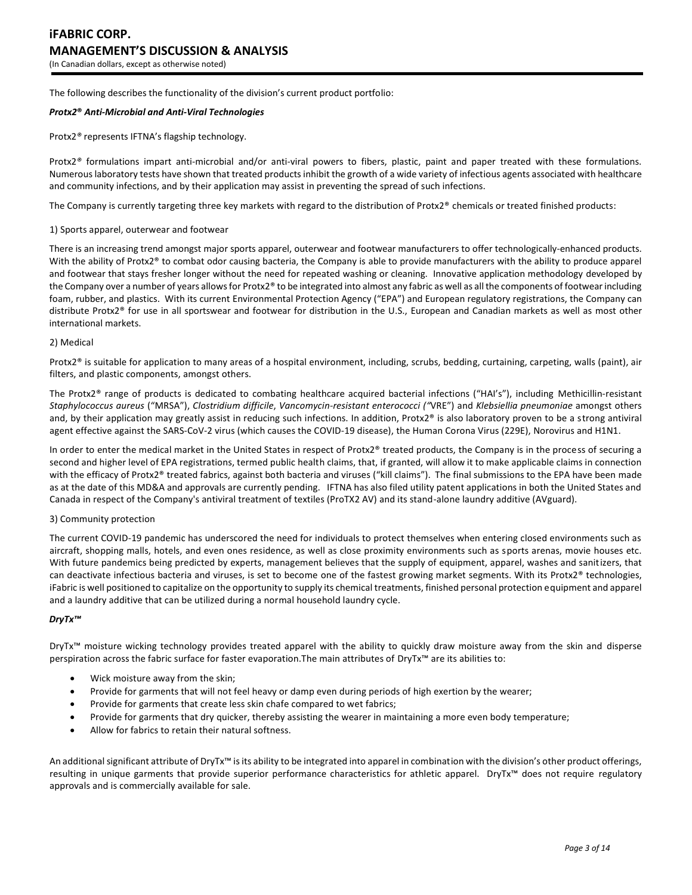The following describes the functionality of the division's current product portfolio:

***Protx2® Anti-Microbial and Anti-Viral Technologies***

Protx2® represents IFTNA's flagship technology.

Protx2® formulations impart anti-microbial and/or anti-viral powers to fibers, plastic, paint and paper treated with these formulations. Numerous laboratory tests have shown that treated products inhibit the growth of a wide variety of infectious agents associated with healthcare and community infections, and by their application may assist in preventing the spread of such infections.

The Company is currently targeting three key markets with regard to the distribution of Protx2® chemicals or treated finished products:

1) Sports apparel, outerwear and footwear

There is an increasing trend amongst major sports apparel, outerwear and footwear manufacturers to offer technologically-enhanced products. With the ability of Protx2® to combat odor causing bacteria, the Company is able to provide manufacturers with the ability to produce apparel and footwear that stays fresher longer without the need for repeated washing or cleaning. Innovative application methodology developed by the Company over a number of years allows for Protx2® to be integrated into almost any fabric as well as all the components of footwear including foam, rubber, and plastics. With its current Environmental Protection Agency ("EPA") and European regulatory registrations, the Company can distribute Protx2® for use in all sportswear and footwear for distribution in the U.S., European and Canadian markets as well as most other international markets.

2) Medical

Protx2® is suitable for application to many areas of a hospital environment, including, scrubs, bedding, curtaining, carpeting, walls (paint), air filters, and plastic components, amongst others.

The Protx2® range of products is dedicated to combating healthcare acquired bacterial infections ("HAI's"), including Methicillin-resistant *Staphylococcus aureus* ("MRSA"), *Clostridium difficile*, *Vancomycin-resistant enterococci ("*VRE") and *Klebsiellia pneumoniae* amongst others and, by their application may greatly assist in reducing such infections. In addition, Protx2® is also laboratory proven to be a strong antiviral agent effective against the SARS-CoV-2 virus (which causes the COVID-19 disease), the Human Corona Virus (229E), Norovirus and H1N1.

In order to enter the medical market in the United States in respect of Protx2® treated products, the Company is in the process of securing a second and higher level of EPA registrations, termed public health claims, that, if granted, will allow it to make applicable claims in connection with the efficacy of Protx2® treated fabrics, against both bacteria and viruses ("kill claims"). The final submissions to the EPA have been made as at the date of this MD&A and approvals are currently pending. IFTNA has also filed utility patent applications in both the United States and Canada in respect of the Company's antiviral treatment of textiles (ProTX2 AV) and its stand-alone laundry additive (AVguard).

3) Community protection

The current COVID-19 pandemic has underscored the need for individuals to protect themselves when entering closed environments such as aircraft, shopping malls, hotels, and even ones residence, as well as close proximity environments such as sports arenas, movie houses etc. With future pandemics being predicted by experts, management believes that the supply of equipment, apparel, washes and sanitizers, that can deactivate infectious bacteria and viruses, is set to become one of the fastest growing market segments. With its Protx2® technologies, iFabric is well positioned to capitalize on the opportunity to supply its chemical treatments, finished personal protection equipment and apparel and a laundry additive that can be utilized during a normal household laundry cycle.

***DryTx™***

DryTx™ moisture wicking technology provides treated apparel with the ability to quickly draw moisture away from the skin and disperse perspiration across the fabric surface for faster evaporation.The main attributes of DryTx™ are its abilities to:

- Wick moisture away from the skin;
- Provide for garments that will not feel heavy or damp even during periods of high exertion by the wearer;
- Provide for garments that create less skin chafe compared to wet fabrics;
- Provide for garments that dry quicker, thereby assisting the wearer in maintaining a more even body temperature;
- Allow for fabrics to retain their natural softness.

An additional significant attribute of DryTx™ is its ability to be integrated into apparel in combination with the division's other product offerings, resulting in unique garments that provide superior performance characteristics for athletic apparel. DryTx™ does not require regulatory approvals and is commercially available for sale.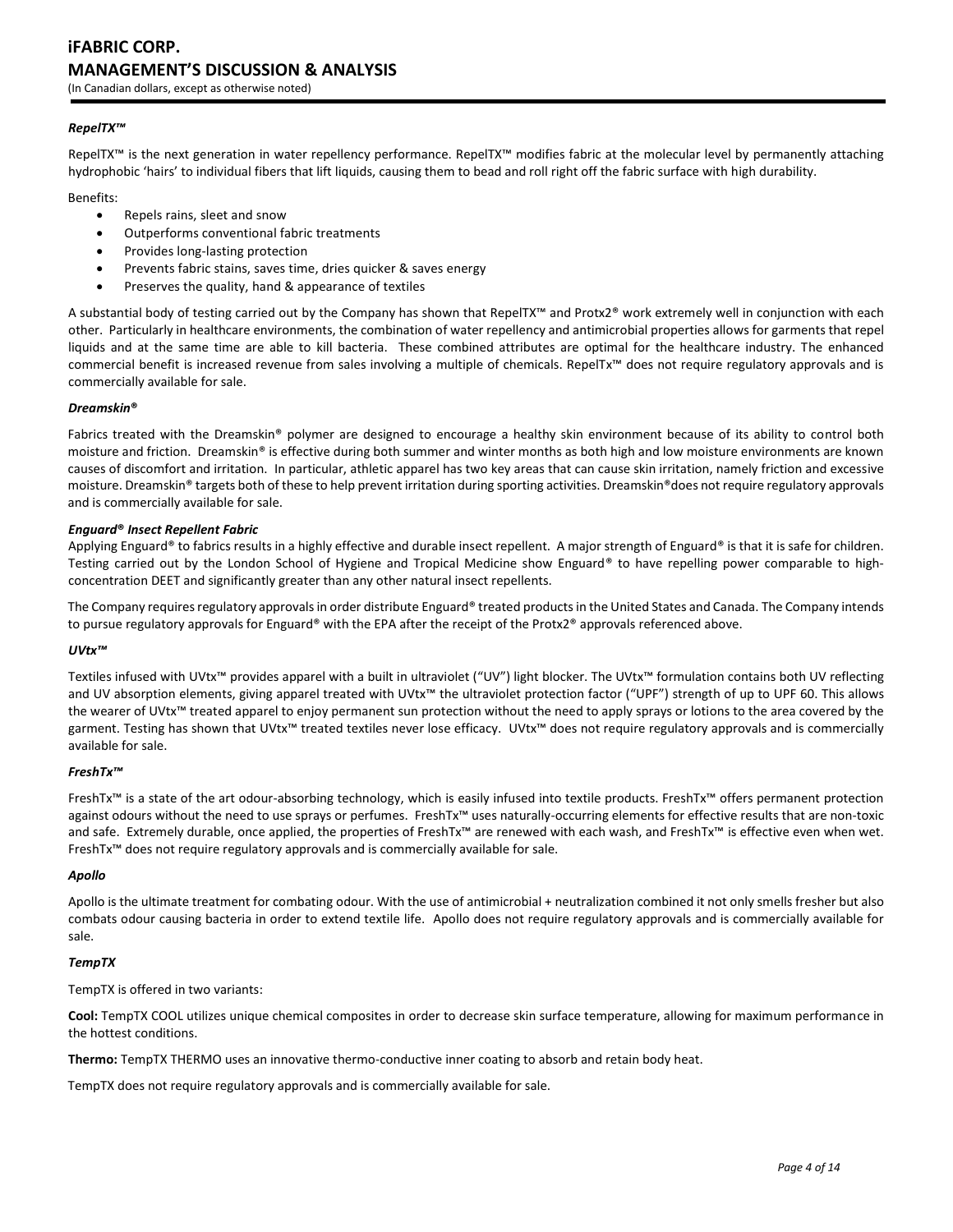***RepelTX™***

RepelTX™ is the next generation in water repellency performance. RepelTX™ modifies fabric at the molecular level by permanently attaching hydrophobic 'hairs' to individual fibers that lift liquids, causing them to bead and roll right off the fabric surface with high durability.

Benefits:

- Repels rains, sleet and snow
- Outperforms conventional fabric treatments
- Provides long-lasting protection
- Prevents fabric stains, saves time, dries quicker & saves energy
- Preserves the quality, hand & appearance of textiles

A substantial body of testing carried out by the Company has shown that RepelTX™ and Protx2® work extremely well in conjunction with each other. Particularly in healthcare environments, the combination of water repellency and antimicrobial properties allows for garments that repel liquids and at the same time are able to kill bacteria. These combined attributes are optimal for the healthcare industry. The enhanced commercial benefit is increased revenue from sales involving a multiple of chemicals. RepelTx™ does not require regulatory approvals and is commercially available for sale.

***Dreamskin®***

Fabrics treated with the Dreamskin® polymer are designed to encourage a healthy skin environment because of its ability to control both moisture and friction. Dreamskin® is effective during both summer and winter months as both high and low moisture environments are known causes of discomfort and irritation. In particular, athletic apparel has two key areas that can cause skin irritation, namely friction and excessive moisture. Dreamskin® targets both of these to help prevent irritation during sporting activities. Dreamskin®does not require regulatory approvals and is commercially available for sale.

***Enguard® Insect Repellent Fabric***

Applying Enguard® to fabrics results in a highly effective and durable insect repellent. A major strength of Enguard® is that it is safe for children. Testing carried out by the London School of Hygiene and Tropical Medicine show Enguard® to have repelling power comparable to high-concentration DEET and significantly greater than any other natural insect repellents.

The Company requires regulatory approvals in order distribute Enguard® treated products in the United States and Canada. The Company intends to pursue regulatory approvals for Enguard® with the EPA after the receipt of the Protx2® approvals referenced above.

***UVtx™***

Textiles infused with UVtx™ provides apparel with a built in ultraviolet ("UV") light blocker. The UVtx™ formulation contains both UV reflecting and UV absorption elements, giving apparel treated with UVtx™ the ultraviolet protection factor ("UPF") strength of up to UPF 60. This allows the wearer of UVtx™ treated apparel to enjoy permanent sun protection without the need to apply sprays or lotions to the area covered by the garment. Testing has shown that UVtx™ treated textiles never lose efficacy. UVtx™ does not require regulatory approvals and is commercially available for sale.

***FreshTx™***

FreshTx™ is a state of the art odour-absorbing technology, which is easily infused into textile products. FreshTx™ offers permanent protection against odours without the need to use sprays or perfumes. FreshTx™ uses naturally-occurring elements for effective results that are non-toxic and safe. Extremely durable, once applied, the properties of FreshTx™ are renewed with each wash, and FreshTx™ is effective even when wet. FreshTx™ does not require regulatory approvals and is commercially available for sale.

***Apollo***

Apollo is the ultimate treatment for combating odour. With the use of antimicrobial + neutralization combined it not only smells fresher but also combats odour causing bacteria in order to extend textile life. Apollo does not require regulatory approvals and is commercially available for sale.

***TempTX***

TempTX is offered in two variants:

**Cool:** TempTX COOL utilizes unique chemical composites in order to decrease skin surface temperature, allowing for maximum performance in the hottest conditions.

**Thermo:** TempTX THERMO uses an innovative thermo-conductive inner coating to absorb and retain body heat.

TempTX does not require regulatory approvals and is commercially available for sale.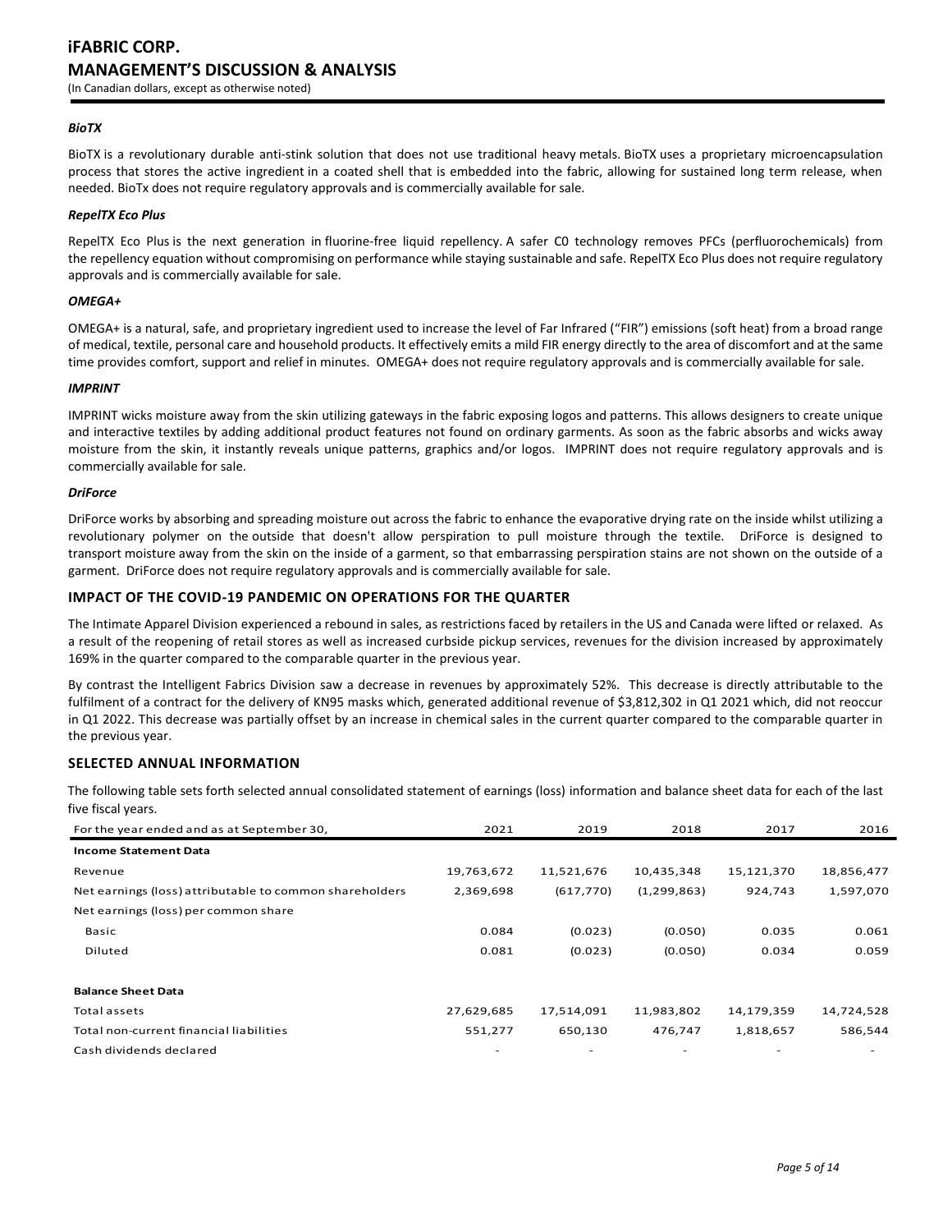### *BioTX*

BioTX is a revolutionary durable anti-stink solution that does not use traditional heavy metals. BioTX uses a proprietary microencapsulation process that stores the active ingredient in a coated shell that is embedded into the fabric, allowing for sustained long term release, when needed. BioTx does not require regulatory approvals and is commercially available for sale.

### *RepelTX Eco Plus*

RepelTX Eco Plus is the next generation in fluorine-free liquid repellency. A safer C0 technology removes PFCs (perfluorochemicals) from the repellency equation without compromising on performance while staying sustainable and safe. RepelTX Eco Plus does not require regulatory approvals and is commercially available for sale.

### *OMEGA+*

OMEGA+ is a natural, safe, and proprietary ingredient used to increase the level of Far Infrared ("FIR") emissions (soft heat) from a broad range of medical, textile, personal care and household products. It effectively emits a mild FIR energy directly to the area of discomfort and at the same time provides comfort, support and relief in minutes. OMEGA+ does not require regulatory approvals and is commercially available for sale.

### *IMPRINT*

IMPRINT wicks moisture away from the skin utilizing gateways in the fabric exposing logos and patterns. This allows designers to create unique and interactive textiles by adding additional product features not found on ordinary garments. As soon as the fabric absorbs and wicks away moisture from the skin, it instantly reveals unique patterns, graphics and/or logos. IMPRINT does not require regulatory approvals and is commercially available for sale.

### *DriForce*

DriForce works by absorbing and spreading moisture out across the fabric to enhance the evaporative drying rate on the inside whilst utilizing a revolutionary polymer on the outside that doesn't allow perspiration to pull moisture through the textile. DriForce is designed to transport moisture away from the skin on the inside of a garment, so that embarrassing perspiration stains are not shown on the outside of a garment. DriForce does not require regulatory approvals and is commercially available for sale.

## IMPACT OF THE COVID-19 PANDEMIC ON OPERATIONS FOR THE QUARTER

The Intimate Apparel Division experienced a rebound in sales, as restrictions faced by retailers in the US and Canada were lifted or relaxed. As a result of the reopening of retail stores as well as increased curbside pickup services, revenues for the division increased by approximately 169% in the quarter compared to the comparable quarter in the previous year.

By contrast the Intelligent Fabrics Division saw a decrease in revenues by approximately 52%. This decrease is directly attributable to the fulfilment of a contract for the delivery of KN95 masks which, generated additional revenue of $3,812,302 in Q1 2021 which, did not reoccur in Q1 2022. This decrease was partially offset by an increase in chemical sales in the current quarter compared to the comparable quarter in the previous year.

## SELECTED ANNUAL INFORMATION

The following table sets forth selected annual consolidated statement of earnings (loss) information and balance sheet data for each of the last five fiscal years.

| For the year ended and as at September 30, | 2021 | 2019 | 2018 | 2017 | 2016 |
|---|---|---|---|---|---|
| **Income Statement Data** | | | | | |
| Revenue | 19,763,672 | 11,521,676 | 10,435,348 | 15,121,370 | 18,856,477 |
| Net earnings (loss) attributable to common shareholders | 2,369,698 | (617,770) | (1,299,863) | 924,743 | 1,597,070 |
| Net earnings (loss) per common share | | | | | |
| Basic | 0.084 | (0.023) | (0.050) | 0.035 | 0.061 |
| Diluted | 0.081 | (0.023) | (0.050) | 0.034 | 0.059 |
| | | | | | |
| **Balance Sheet Data** | | | | | |
| Total assets | 27,629,685 | 17,514,091 | 11,983,802 | 14,179,359 | 14,724,528 |
| Total non-current financial liabilities | 551,277 | 650,130 | 476,747 | 1,818,657 | 586,544 |
| Cash dividends declared | - | - | - | - | - |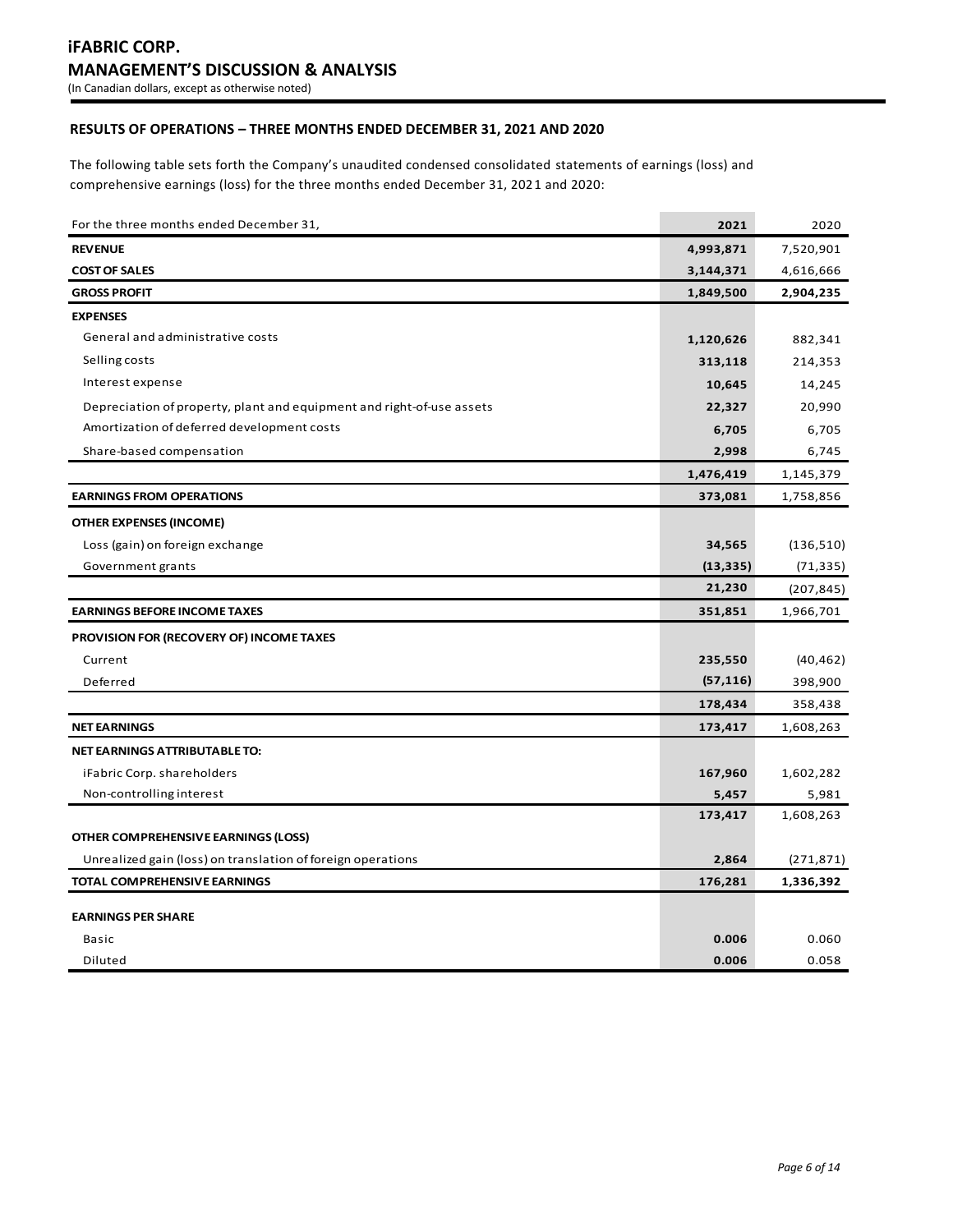# iFABRIC CORP.

# MANAGEMENT'S DISCUSSION & ANALYSIS

(In Canadian dollars, except as otherwise noted)

## RESULTS OF OPERATIONS – THREE MONTHS ENDED DECEMBER 31, 2021 AND 2020

The following table sets forth the Company's unaudited condensed consolidated statements of earnings (loss) and comprehensive earnings (loss) for the three months ended December 31, 2021 and 2020:

| For the three months ended December 31, | 2021 | 2020 |
|---|---|---|
| **REVENUE** | **4,993,871** | 7,520,901 |
| **COST OF SALES** | **3,144,371** | 4,616,666 |
| **GROSS PROFIT** | **1,849,500** | **2,904,235** |
| **EXPENSES** | | |
| General and administrative costs | **1,120,626** | 882,341 |
| Selling costs | **313,118** | 214,353 |
| Interest expense | **10,645** | 14,245 |
| Depreciation of property, plant and equipment and right-of-use assets | **22,327** | 20,990 |
| Amortization of deferred development costs | **6,705** | 6,705 |
| Share-based compensation | **2,998** | 6,745 |
| | **1,476,419** | 1,145,379 |
| **EARNINGS FROM OPERATIONS** | **373,081** | 1,758,856 |
| **OTHER EXPENSES (INCOME)** | | |
| Loss (gain) on foreign exchange | **34,565** | (136,510) |
| Government grants | **(13,335)** | (71,335) |
| | **21,230** | (207,845) |
| **EARNINGS BEFORE INCOME TAXES** | **351,851** | 1,966,701 |
| **PROVISION FOR (RECOVERY OF) INCOME TAXES** | | |
| Current | **235,550** | (40,462) |
| Deferred | **(57,116)** | 398,900 |
| | **178,434** | 358,438 |
| **NET EARNINGS** | **173,417** | 1,608,263 |
| **NET EARNINGS ATTRIBUTABLE TO:** | | |
| iFabric Corp. shareholders | **167,960** | 1,602,282 |
| Non-controlling interest | **5,457** | 5,981 |
| | **173,417** | 1,608,263 |
| **OTHER COMPREHENSIVE EARNINGS (LOSS)** | | |
| Unrealized gain (loss) on translation of foreign operations | **2,864** | (271,871) |
| **TOTAL COMPREHENSIVE EARNINGS** | **176,281** | **1,336,392** |
| **EARNINGS PER SHARE** | | |
| Basic | **0.006** | 0.060 |
| Diluted | **0.006** | 0.058 |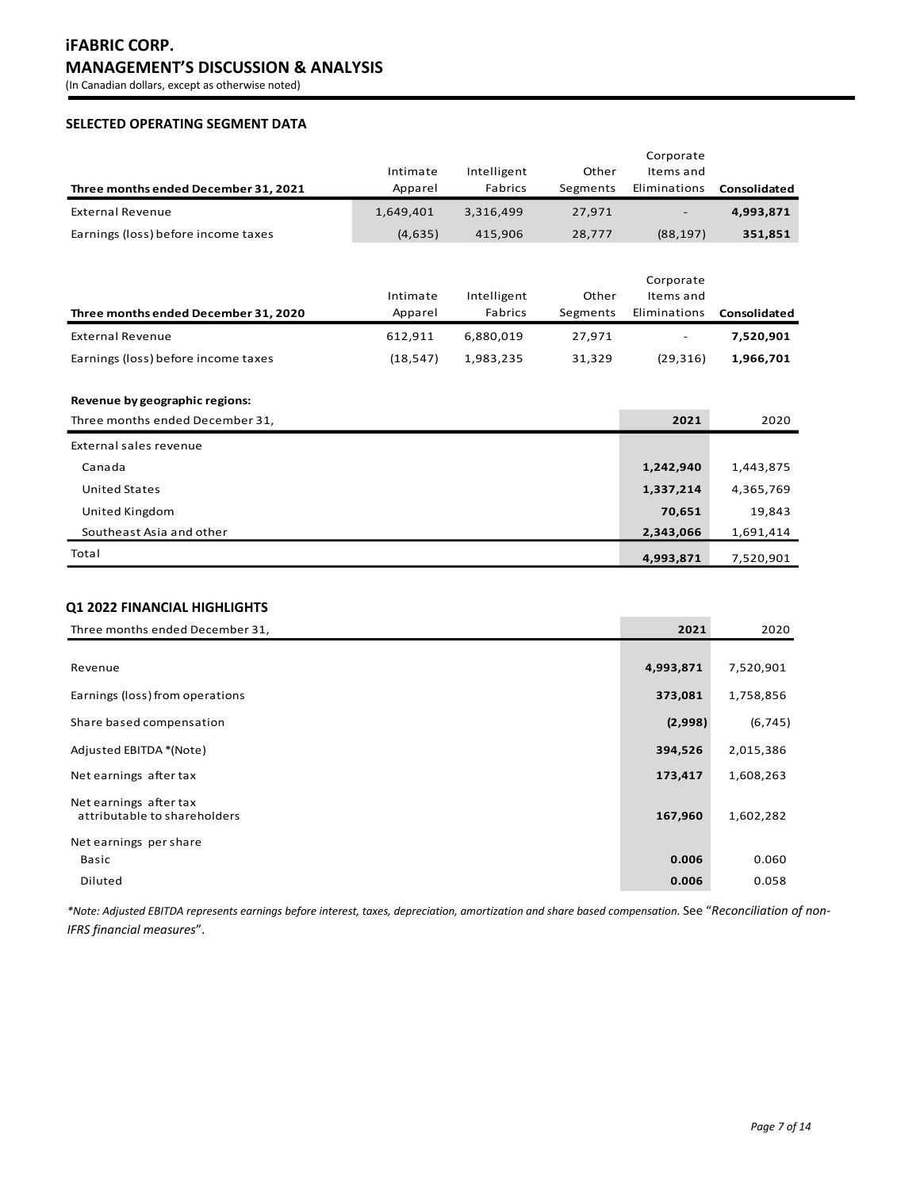## SELECTED OPERATING SEGMENT DATA

| Three months ended December 31, 2021 | Intimate Apparel | Intelligent Fabrics | Other Segments | Corporate Items and Eliminations | Consolidated |
|---|---|---|---|---|---|
| External Revenue | 1,649,401 | 3,316,499 | 27,971 | - | **4,993,871** |
| Earnings (loss) before income taxes | (4,635) | 415,906 | 28,777 | (88,197) | **351,851** |

| Three months ended December 31, 2020 | Intimate Apparel | Intelligent Fabrics | Other Segments | Corporate Items and Eliminations | Consolidated |
|---|---|---|---|---|---|
| External Revenue | 612,911 | 6,880,019 | 27,971 | - | **7,520,901** |
| Earnings (loss) before income taxes | (18,547) | 1,983,235 | 31,329 | (29,316) | **1,966,701** |

**Revenue by geographic regions:**

| Three months ended December 31, | 2021 | 2020 |
|---|---|---|
| External sales revenue | | |
| Canada | **1,242,940** | 1,443,875 |
| United States | **1,337,214** | 4,365,769 |
| United Kingdom | **70,651** | 19,843 |
| Southeast Asia and other | **2,343,066** | 1,691,414 |
| Total | **4,993,871** | 7,520,901 |

## Q1 2022 FINANCIAL HIGHLIGHTS

| Three months ended December 31, | 2021 | 2020 |
|---|---|---|
| Revenue | **4,993,871** | 7,520,901 |
| Earnings (loss) from operations | **373,081** | 1,758,856 |
| Share based compensation | **(2,998)** | (6,745) |
| Adjusted EBITDA *(Note) | **394,526** | 2,015,386 |
| Net earnings after tax | **173,417** | 1,608,263 |
| Net earnings after tax attributable to shareholders | **167,960** | 1,602,282 |
| Net earnings per share | | |
| Basic | **0.006** | 0.060 |
| Diluted | **0.006** | 0.058 |

*\*Note: Adjusted EBITDA represents earnings before interest, taxes, depreciation, amortization and share based compensation.* See "*Reconciliation of non-IFRS financial measures*".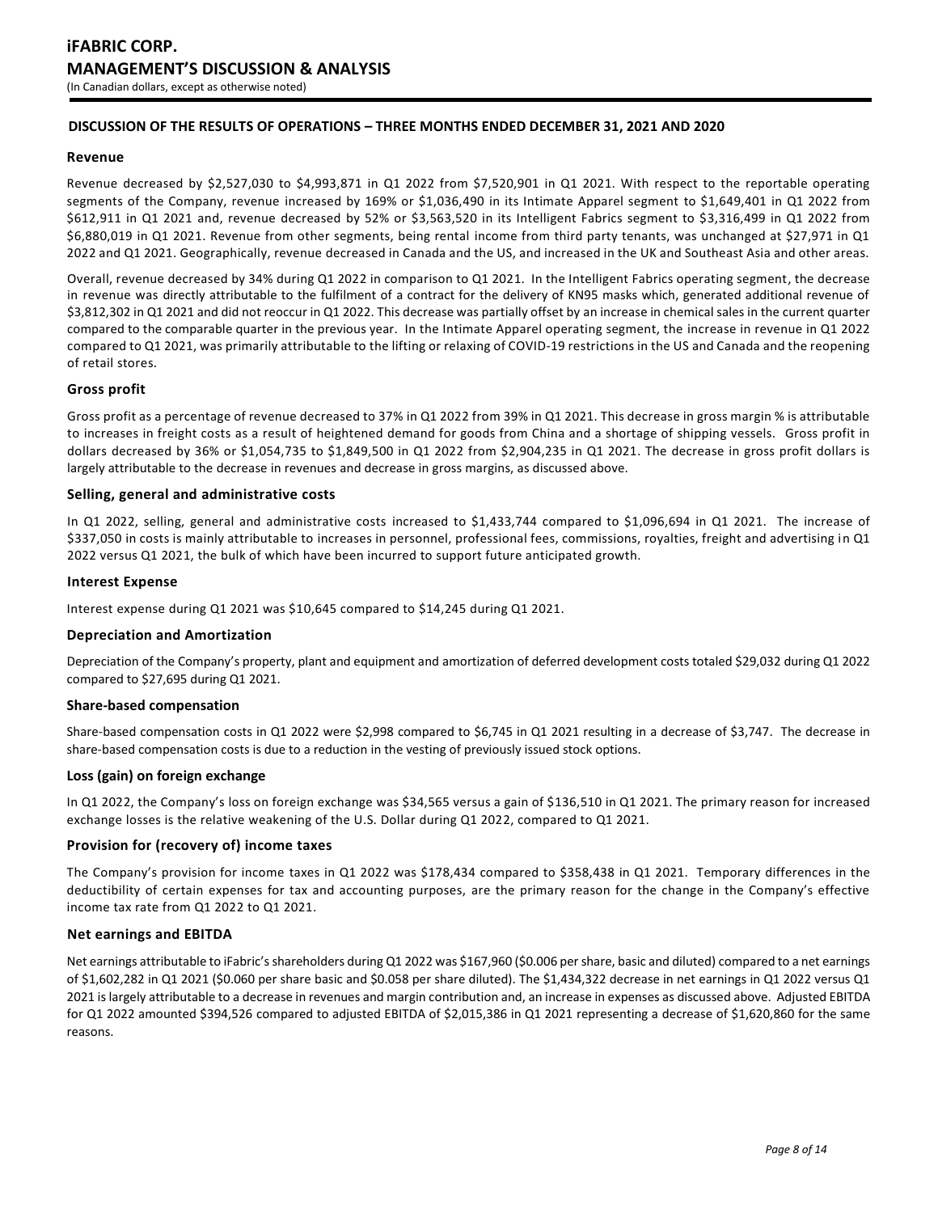# iFABRIC CORP.

# MANAGEMENT'S DISCUSSION & ANALYSIS

(In Canadian dollars, except as otherwise noted)

## DISCUSSION OF THE RESULTS OF OPERATIONS – THREE MONTHS ENDED DECEMBER 31, 2021 AND 2020

### Revenue

Revenue decreased by $2,527,030 to $4,993,871 in Q1 2022 from $7,520,901 in Q1 2021. With respect to the reportable operating segments of the Company, revenue increased by 169% or $1,036,490 in its Intimate Apparel segment to $1,649,401 in Q1 2022 from $612,911 in Q1 2021 and, revenue decreased by 52% or $3,563,520 in its Intelligent Fabrics segment to $3,316,499 in Q1 2022 from $6,880,019 in Q1 2021. Revenue from other segments, being rental income from third party tenants, was unchanged at $27,971 in Q1 2022 and Q1 2021. Geographically, revenue decreased in Canada and the US, and increased in the UK and Southeast Asia and other areas.

Overall, revenue decreased by 34% during Q1 2022 in comparison to Q1 2021. In the Intelligent Fabrics operating segment, the decrease in revenue was directly attributable to the fulfilment of a contract for the delivery of KN95 masks which, generated additional revenue of $3,812,302 in Q1 2021 and did not reoccur in Q1 2022. This decrease was partially offset by an increase in chemical sales in the current quarter compared to the comparable quarter in the previous year. In the Intimate Apparel operating segment, the increase in revenue in Q1 2022 compared to Q1 2021, was primarily attributable to the lifting or relaxing of COVID-19 restrictions in the US and Canada and the reopening of retail stores.

### Gross profit

Gross profit as a percentage of revenue decreased to 37% in Q1 2022 from 39% in Q1 2021. This decrease in gross margin % is attributable to increases in freight costs as a result of heightened demand for goods from China and a shortage of shipping vessels. Gross profit in dollars decreased by 36% or $1,054,735 to $1,849,500 in Q1 2022 from $2,904,235 in Q1 2021. The decrease in gross profit dollars is largely attributable to the decrease in revenues and decrease in gross margins, as discussed above.

### Selling, general and administrative costs

In Q1 2022, selling, general and administrative costs increased to $1,433,744 compared to $1,096,694 in Q1 2021. The increase of $337,050 in costs is mainly attributable to increases in personnel, professional fees, commissions, royalties, freight and advertising in Q1 2022 versus Q1 2021, the bulk of which have been incurred to support future anticipated growth.

### Interest Expense

Interest expense during Q1 2021 was $10,645 compared to $14,245 during Q1 2021.

### Depreciation and Amortization

Depreciation of the Company's property, plant and equipment and amortization of deferred development costs totaled $29,032 during Q1 2022 compared to $27,695 during Q1 2021.

### Share-based compensation

Share-based compensation costs in Q1 2022 were $2,998 compared to $6,745 in Q1 2021 resulting in a decrease of $3,747. The decrease in share-based compensation costs is due to a reduction in the vesting of previously issued stock options.

### Loss (gain) on foreign exchange

In Q1 2022, the Company's loss on foreign exchange was $34,565 versus a gain of $136,510 in Q1 2021. The primary reason for increased exchange losses is the relative weakening of the U.S. Dollar during Q1 2022, compared to Q1 2021.

### Provision for (recovery of) income taxes

The Company's provision for income taxes in Q1 2022 was $178,434 compared to $358,438 in Q1 2021. Temporary differences in the deductibility of certain expenses for tax and accounting purposes, are the primary reason for the change in the Company's effective income tax rate from Q1 2022 to Q1 2021.

### Net earnings and EBITDA

Net earnings attributable to iFabric's shareholders during Q1 2022 was $167,960 ($0.006 per share, basic and diluted) compared to a net earnings of $1,602,282 in Q1 2021 ($0.060 per share basic and $0.058 per share diluted). The $1,434,322 decrease in net earnings in Q1 2022 versus Q1 2021 is largely attributable to a decrease in revenues and margin contribution and, an increase in expenses as discussed above. Adjusted EBITDA for Q1 2022 amounted $394,526 compared to adjusted EBITDA of $2,015,386 in Q1 2021 representing a decrease of $1,620,860 for the same reasons.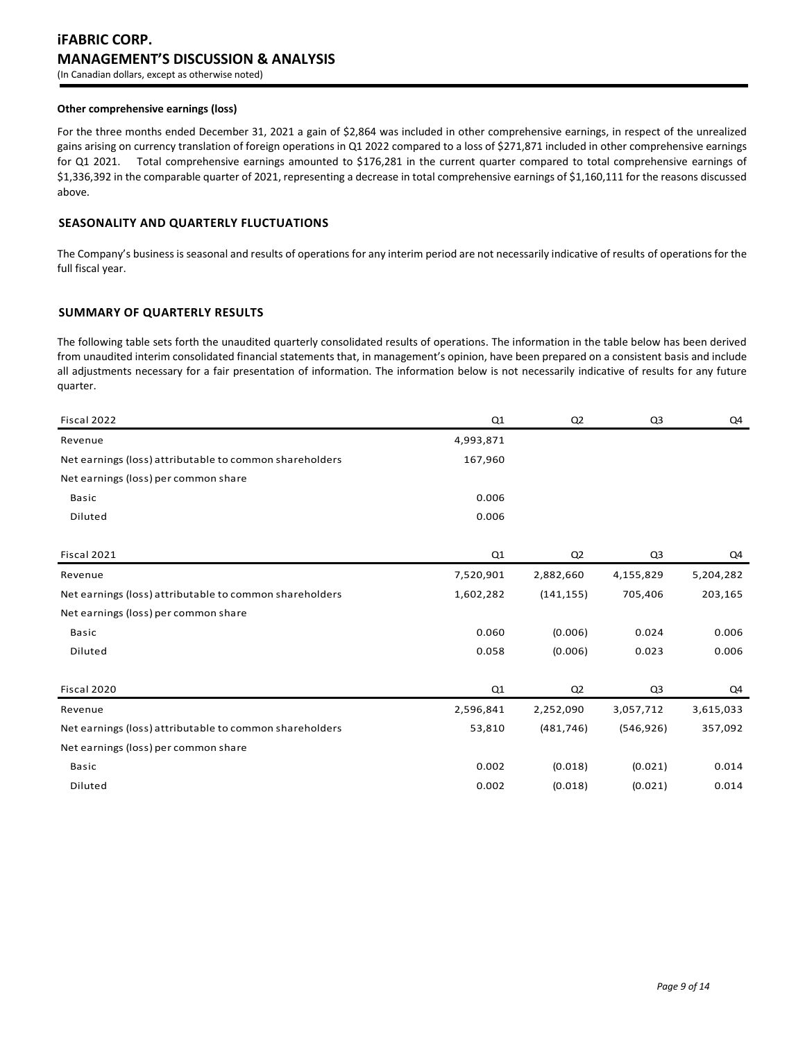#### Other comprehensive earnings (loss)

For the three months ended December 31, 2021 a gain of $2,864 was included in other comprehensive earnings, in respect of the unrealized gains arising on currency translation of foreign operations in Q1 2022 compared to a loss of $271,871 included in other comprehensive earnings for Q1 2021. Total comprehensive earnings amounted to $176,281 in the current quarter compared to total comprehensive earnings of $1,336,392 in the comparable quarter of 2021, representing a decrease in total comprehensive earnings of $1,160,111 for the reasons discussed above.

## SEASONALITY AND QUARTERLY FLUCTUATIONS

The Company's business is seasonal and results of operations for any interim period are not necessarily indicative of results of operations for the full fiscal year.

## SUMMARY OF QUARTERLY RESULTS

The following table sets forth the unaudited quarterly consolidated results of operations. The information in the table below has been derived from unaudited interim consolidated financial statements that, in management's opinion, have been prepared on a consistent basis and include all adjustments necessary for a fair presentation of information. The information below is not necessarily indicative of results for any future quarter.

| Fiscal 2022 | Q1 | Q2 | Q3 | Q4 |
|---|---|---|---|---|
| Revenue | 4,993,871 | | | |
| Net earnings (loss) attributable to common shareholders | 167,960 | | | |
| Net earnings (loss) per common share | | | | |
| Basic | 0.006 | | | |
| Diluted | 0.006 | | | |

| Fiscal 2021 | Q1 | Q2 | Q3 | Q4 |
|---|---|---|---|---|
| Revenue | 7,520,901 | 2,882,660 | 4,155,829 | 5,204,282 |
| Net earnings (loss) attributable to common shareholders | 1,602,282 | (141,155) | 705,406 | 203,165 |
| Net earnings (loss) per common share | | | | |
| Basic | 0.060 | (0.006) | 0.024 | 0.006 |
| Diluted | 0.058 | (0.006) | 0.023 | 0.006 |

| Fiscal 2020 | Q1 | Q2 | Q3 | Q4 |
|---|---|---|---|---|
| Revenue | 2,596,841 | 2,252,090 | 3,057,712 | 3,615,033 |
| Net earnings (loss) attributable to common shareholders | 53,810 | (481,746) | (546,926) | 357,092 |
| Net earnings (loss) per common share | | | | |
| Basic | 0.002 | (0.018) | (0.021) | 0.014 |
| Diluted | 0.002 | (0.018) | (0.021) | 0.014 |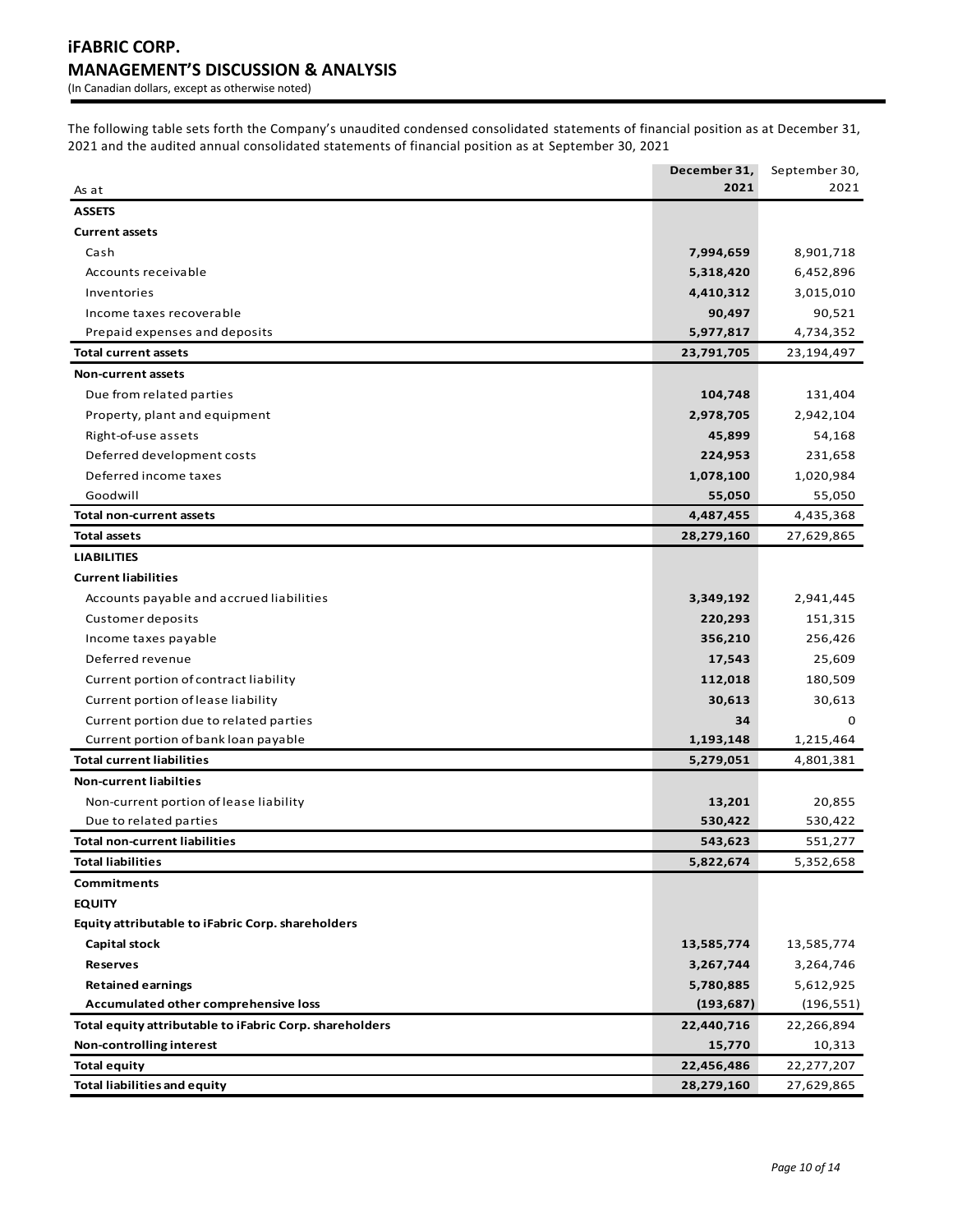The following table sets forth the Company's unaudited condensed consolidated statements of financial position as at December 31, 2021 and the audited annual consolidated statements of financial position as at September 30, 2021

| As at | December 31, 2021 | September 30, 2021 |
|---|---|---|
| **ASSETS** | | |
| **Current assets** | | |
| Cash | **7,994,659** | 8,901,718 |
| Accounts receivable | **5,318,420** | 6,452,896 |
| Inventories | **4,410,312** | 3,015,010 |
| Income taxes recoverable | **90,497** | 90,521 |
| Prepaid expenses and deposits | **5,977,817** | 4,734,352 |
| **Total current assets** | **23,791,705** | 23,194,497 |
| **Non-current assets** | | |
| Due from related parties | **104,748** | 131,404 |
| Property, plant and equipment | **2,978,705** | 2,942,104 |
| Right-of-use assets | **45,899** | 54,168 |
| Deferred development costs | **224,953** | 231,658 |
| Deferred income taxes | **1,078,100** | 1,020,984 |
| Goodwill | **55,050** | 55,050 |
| **Total non-current assets** | **4,487,455** | 4,435,368 |
| **Total assets** | **28,279,160** | 27,629,865 |
| **LIABILITIES** | | |
| **Current liabilities** | | |
| Accounts payable and accrued liabilities | **3,349,192** | 2,941,445 |
| Customer deposits | **220,293** | 151,315 |
| Income taxes payable | **356,210** | 256,426 |
| Deferred revenue | **17,543** | 25,609 |
| Current portion of contract liability | **112,018** | 180,509 |
| Current portion of lease liability | **30,613** | 30,613 |
| Current portion due to related parties | **34** | 0 |
| Current portion of bank loan payable | **1,193,148** | 1,215,464 |
| **Total current liabilities** | **5,279,051** | 4,801,381 |
| **Non-current liabilties** | | |
| Non-current portion of lease liability | **13,201** | 20,855 |
| Due to related parties | **530,422** | 530,422 |
| **Total non-current liabilities** | **543,623** | 551,277 |
| **Total liabilities** | **5,822,674** | 5,352,658 |
| **Commitments** | | |
| **EQUITY** | | |
| **Equity attributable to iFabric Corp. shareholders** | | |
| **Capital stock** | **13,585,774** | 13,585,774 |
| **Reserves** | **3,267,744** | 3,264,746 |
| **Retained earnings** | **5,780,885** | 5,612,925 |
| **Accumulated other comprehensive loss** | **(193,687)** | (196,551) |
| **Total equity attributable to iFabric Corp. shareholders** | **22,440,716** | 22,266,894 |
| **Non-controlling interest** | **15,770** | 10,313 |
| **Total equity** | **22,456,486** | 22,277,207 |
| **Total liabilities and equity** | **28,279,160** | 27,629,865 |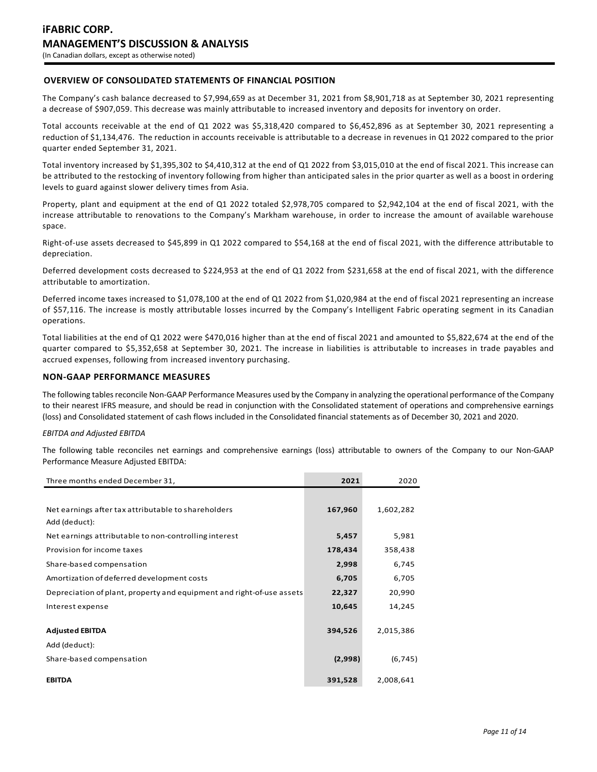## OVERVIEW OF CONSOLIDATED STATEMENTS OF FINANCIAL POSITION

The Company's cash balance decreased to $7,994,659 as at December 31, 2021 from $8,901,718 as at September 30, 2021 representing a decrease of $907,059. This decrease was mainly attributable to increased inventory and deposits for inventory on order.

Total accounts receivable at the end of Q1 2022 was $5,318,420 compared to $6,452,896 as at September 30, 2021 representing a reduction of $1,134,476. The reduction in accounts receivable is attributable to a decrease in revenues in Q1 2022 compared to the prior quarter ended September 31, 2021.

Total inventory increased by $1,395,302 to $4,410,312 at the end of Q1 2022 from $3,015,010 at the end of fiscal 2021. This increase can be attributed to the restocking of inventory following from higher than anticipated sales in the prior quarter as well as a boost in ordering levels to guard against slower delivery times from Asia.

Property, plant and equipment at the end of Q1 2022 totaled $2,978,705 compared to $2,942,104 at the end of fiscal 2021, with the increase attributable to renovations to the Company's Markham warehouse, in order to increase the amount of available warehouse space.

Right-of-use assets decreased to $45,899 in Q1 2022 compared to $54,168 at the end of fiscal 2021, with the difference attributable to depreciation.

Deferred development costs decreased to $224,953 at the end of Q1 2022 from $231,658 at the end of fiscal 2021, with the difference attributable to amortization.

Deferred income taxes increased to $1,078,100 at the end of Q1 2022 from $1,020,984 at the end of fiscal 2021 representing an increase of $57,116. The increase is mostly attributable losses incurred by the Company's Intelligent Fabric operating segment in its Canadian operations.

Total liabilities at the end of Q1 2022 were $470,016 higher than at the end of fiscal 2021 and amounted to $5,822,674 at the end of the quarter compared to $5,352,658 at September 30, 2021. The increase in liabilities is attributable to increases in trade payables and accrued expenses, following from increased inventory purchasing.

## NON-GAAP PERFORMANCE MEASURES

The following tables reconcile Non-GAAP Performance Measures used by the Company in analyzing the operational performance of the Company to their nearest IFRS measure, and should be read in conjunction with the Consolidated statement of operations and comprehensive earnings (loss) and Consolidated statement of cash flows included in the Consolidated financial statements as of December 30, 2021 and 2020.

*EBITDA and Adjusted EBITDA*

The following table reconciles net earnings and comprehensive earnings (loss) attributable to owners of the Company to our Non-GAAP Performance Measure Adjusted EBITDA:

| Three months ended December 31, | **2021** | 2020 |
|---|---|---|
| Net earnings after tax attributable to shareholders | **167,960** | 1,602,282 |
| Add (deduct): | | |
| Net earnings attributable to non-controlling interest | **5,457** | 5,981 |
| Provision for income taxes | **178,434** | 358,438 |
| Share-based compensation | **2,998** | 6,745 |
| Amortization of deferred development costs | **6,705** | 6,705 |
| Depreciation of plant, property and equipment and right-of-use assets | **22,327** | 20,990 |
| Interest expense | **10,645** | 14,245 |
| **Adjusted EBITDA** | **394,526** | 2,015,386 |
| Add (deduct): | | |
| Share-based compensation | **(2,998)** | (6,745) |
| **EBITDA** | **391,528** | 2,008,641 |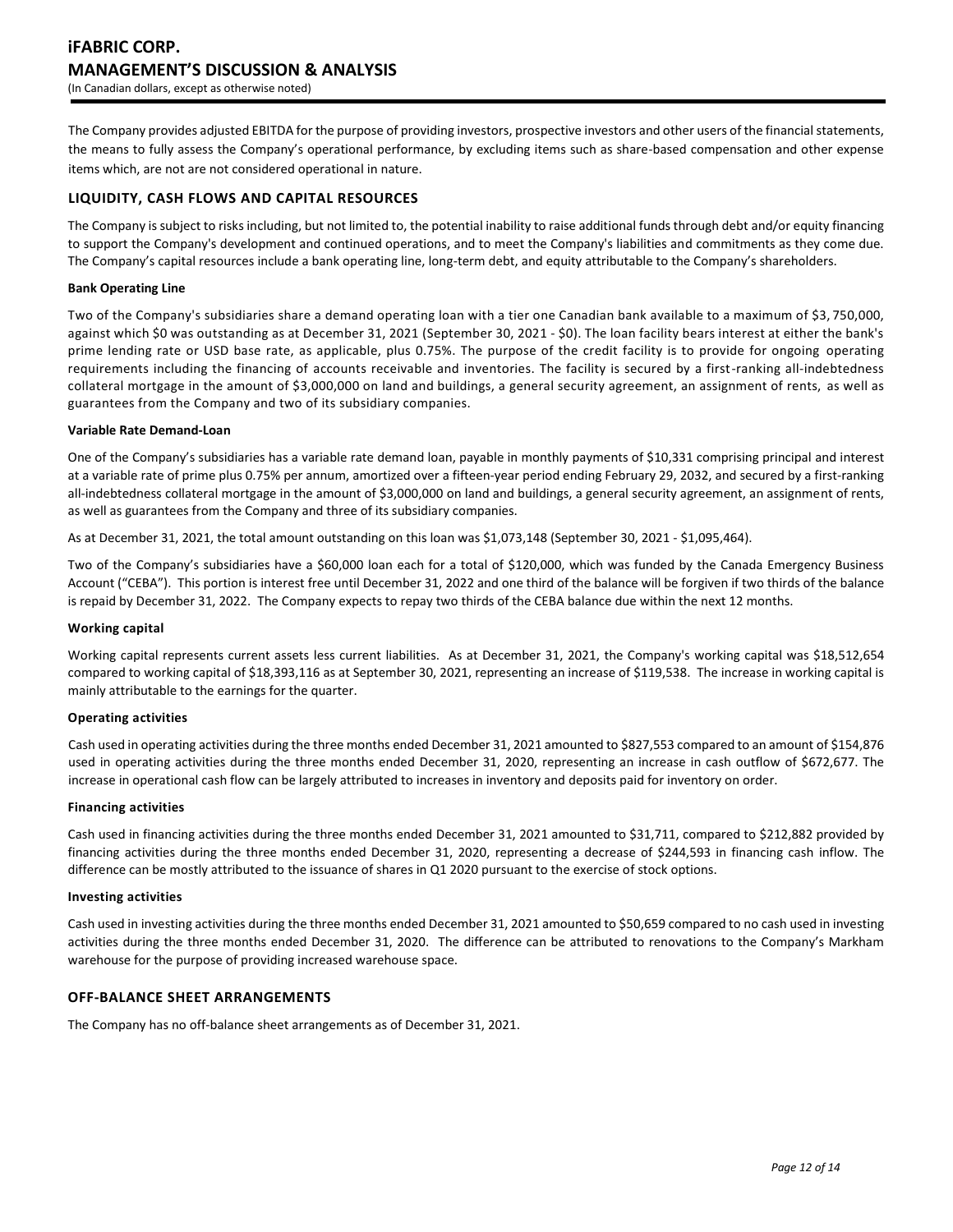The Company provides adjusted EBITDA for the purpose of providing investors, prospective investors and other users of the financial statements, the means to fully assess the Company's operational performance, by excluding items such as share-based compensation and other expense items which, are not are not considered operational in nature.

## LIQUIDITY, CASH FLOWS AND CAPITAL RESOURCES

The Company is subject to risks including, but not limited to, the potential inability to raise additional funds through debt and/or equity financing to support the Company's development and continued operations, and to meet the Company's liabilities and commitments as they come due. The Company's capital resources include a bank operating line, long-term debt, and equity attributable to the Company's shareholders.

**Bank Operating Line**

Two of the Company's subsidiaries share a demand operating loan with a tier one Canadian bank available to a maximum of $3, 750,000, against which $0 was outstanding as at December 31, 2021 (September 30, 2021 - $0). The loan facility bears interest at either the bank's prime lending rate or USD base rate, as applicable, plus 0.75%. The purpose of the credit facility is to provide for ongoing operating requirements including the financing of accounts receivable and inventories. The facility is secured by a first-ranking all-indebtedness collateral mortgage in the amount of $3,000,000 on land and buildings, a general security agreement, an assignment of rents, as well as guarantees from the Company and two of its subsidiary companies.

**Variable Rate Demand-Loan**

One of the Company's subsidiaries has a variable rate demand loan, payable in monthly payments of $10,331 comprising principal and interest at a variable rate of prime plus 0.75% per annum, amortized over a fifteen-year period ending February 29, 2032, and secured by a first-ranking all-indebtedness collateral mortgage in the amount of $3,000,000 on land and buildings, a general security agreement, an assignment of rents, as well as guarantees from the Company and three of its subsidiary companies.

As at December 31, 2021, the total amount outstanding on this loan was $1,073,148 (September 30, 2021 - $1,095,464).

Two of the Company's subsidiaries have a $60,000 loan each for a total of $120,000, which was funded by the Canada Emergency Business Account ("CEBA"). This portion is interest free until December 31, 2022 and one third of the balance will be forgiven if two thirds of the balance is repaid by December 31, 2022. The Company expects to repay two thirds of the CEBA balance due within the next 12 months.

**Working capital**

Working capital represents current assets less current liabilities. As at December 31, 2021, the Company's working capital was $18,512,654 compared to working capital of $18,393,116 as at September 30, 2021, representing an increase of $119,538. The increase in working capital is mainly attributable to the earnings for the quarter.

**Operating activities**

Cash used in operating activities during the three months ended December 31, 2021 amounted to $827,553 compared to an amount of $154,876 used in operating activities during the three months ended December 31, 2020, representing an increase in cash outflow of $672,677. The increase in operational cash flow can be largely attributed to increases in inventory and deposits paid for inventory on order.

**Financing activities**

Cash used in financing activities during the three months ended December 31, 2021 amounted to $31,711, compared to $212,882 provided by financing activities during the three months ended December 31, 2020, representing a decrease of $244,593 in financing cash inflow. The difference can be mostly attributed to the issuance of shares in Q1 2020 pursuant to the exercise of stock options.

**Investing activities**

Cash used in investing activities during the three months ended December 31, 2021 amounted to $50,659 compared to no cash used in investing activities during the three months ended December 31, 2020. The difference can be attributed to renovations to the Company's Markham warehouse for the purpose of providing increased warehouse space.

## OFF-BALANCE SHEET ARRANGEMENTS

The Company has no off-balance sheet arrangements as of December 31, 2021.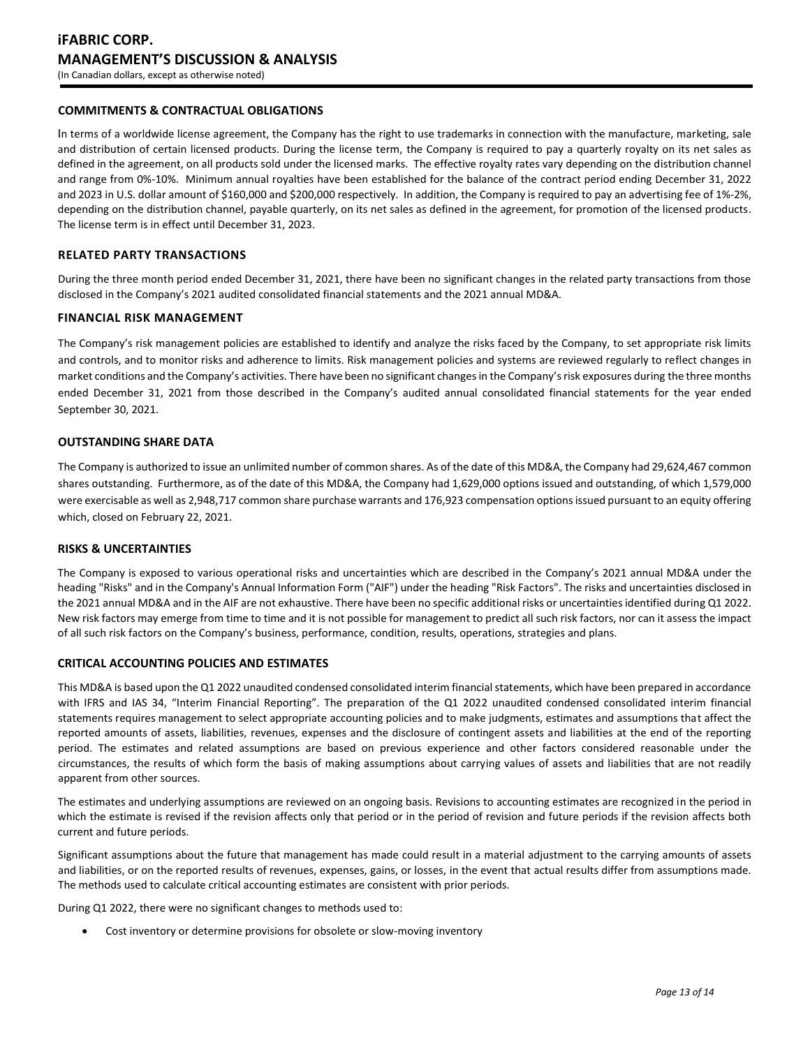## COMMITMENTS & CONTRACTUAL OBLIGATIONS

In terms of a worldwide license agreement, the Company has the right to use trademarks in connection with the manufacture, marketing, sale and distribution of certain licensed products. During the license term, the Company is required to pay a quarterly royalty on its net sales as defined in the agreement, on all products sold under the licensed marks. The effective royalty rates vary depending on the distribution channel and range from 0%-10%. Minimum annual royalties have been established for the balance of the contract period ending December 31, 2022 and 2023 in U.S. dollar amount of $160,000 and $200,000 respectively. In addition, the Company is required to pay an advertising fee of 1%-2%, depending on the distribution channel, payable quarterly, on its net sales as defined in the agreement, for promotion of the licensed products. The license term is in effect until December 31, 2023.

## RELATED PARTY TRANSACTIONS

During the three month period ended December 31, 2021, there have been no significant changes in the related party transactions from those disclosed in the Company's 2021 audited consolidated financial statements and the 2021 annual MD&A.

## FINANCIAL RISK MANAGEMENT

The Company's risk management policies are established to identify and analyze the risks faced by the Company, to set appropriate risk limits and controls, and to monitor risks and adherence to limits. Risk management policies and systems are reviewed regularly to reflect changes in market conditions and the Company's activities. There have been no significant changes in the Company's risk exposures during the three months ended December 31, 2021 from those described in the Company's audited annual consolidated financial statements for the year ended September 30, 2021.

## OUTSTANDING SHARE DATA

The Company is authorized to issue an unlimited number of common shares. As of the date of this MD&A, the Company had 29,624,467 common shares outstanding. Furthermore, as of the date of this MD&A, the Company had 1,629,000 options issued and outstanding, of which 1,579,000 were exercisable as well as 2,948,717 common share purchase warrants and 176,923 compensation options issued pursuant to an equity offering which, closed on February 22, 2021.

## RISKS & UNCERTAINTIES

The Company is exposed to various operational risks and uncertainties which are described in the Company's 2021 annual MD&A under the heading "Risks" and in the Company's Annual Information Form ("AIF") under the heading "Risk Factors". The risks and uncertainties disclosed in the 2021 annual MD&A and in the AIF are not exhaustive. There have been no specific additional risks or uncertainties identified during Q1 2022. New risk factors may emerge from time to time and it is not possible for management to predict all such risk factors, nor can it assess the impact of all such risk factors on the Company's business, performance, condition, results, operations, strategies and plans.

## CRITICAL ACCOUNTING POLICIES AND ESTIMATES

This MD&A is based upon the Q1 2022 unaudited condensed consolidated interim financial statements, which have been prepared in accordance with IFRS and IAS 34, "Interim Financial Reporting". The preparation of the Q1 2022 unaudited condensed consolidated interim financial statements requires management to select appropriate accounting policies and to make judgments, estimates and assumptions that affect the reported amounts of assets, liabilities, revenues, expenses and the disclosure of contingent assets and liabilities at the end of the reporting period. The estimates and related assumptions are based on previous experience and other factors considered reasonable under the circumstances, the results of which form the basis of making assumptions about carrying values of assets and liabilities that are not readily apparent from other sources.

The estimates and underlying assumptions are reviewed on an ongoing basis. Revisions to accounting estimates are recognized in the period in which the estimate is revised if the revision affects only that period or in the period of revision and future periods if the revision affects both current and future periods.

Significant assumptions about the future that management has made could result in a material adjustment to the carrying amounts of assets and liabilities, or on the reported results of revenues, expenses, gains, or losses, in the event that actual results differ from assumptions made. The methods used to calculate critical accounting estimates are consistent with prior periods.

During Q1 2022, there were no significant changes to methods used to:

- Cost inventory or determine provisions for obsolete or slow-moving inventory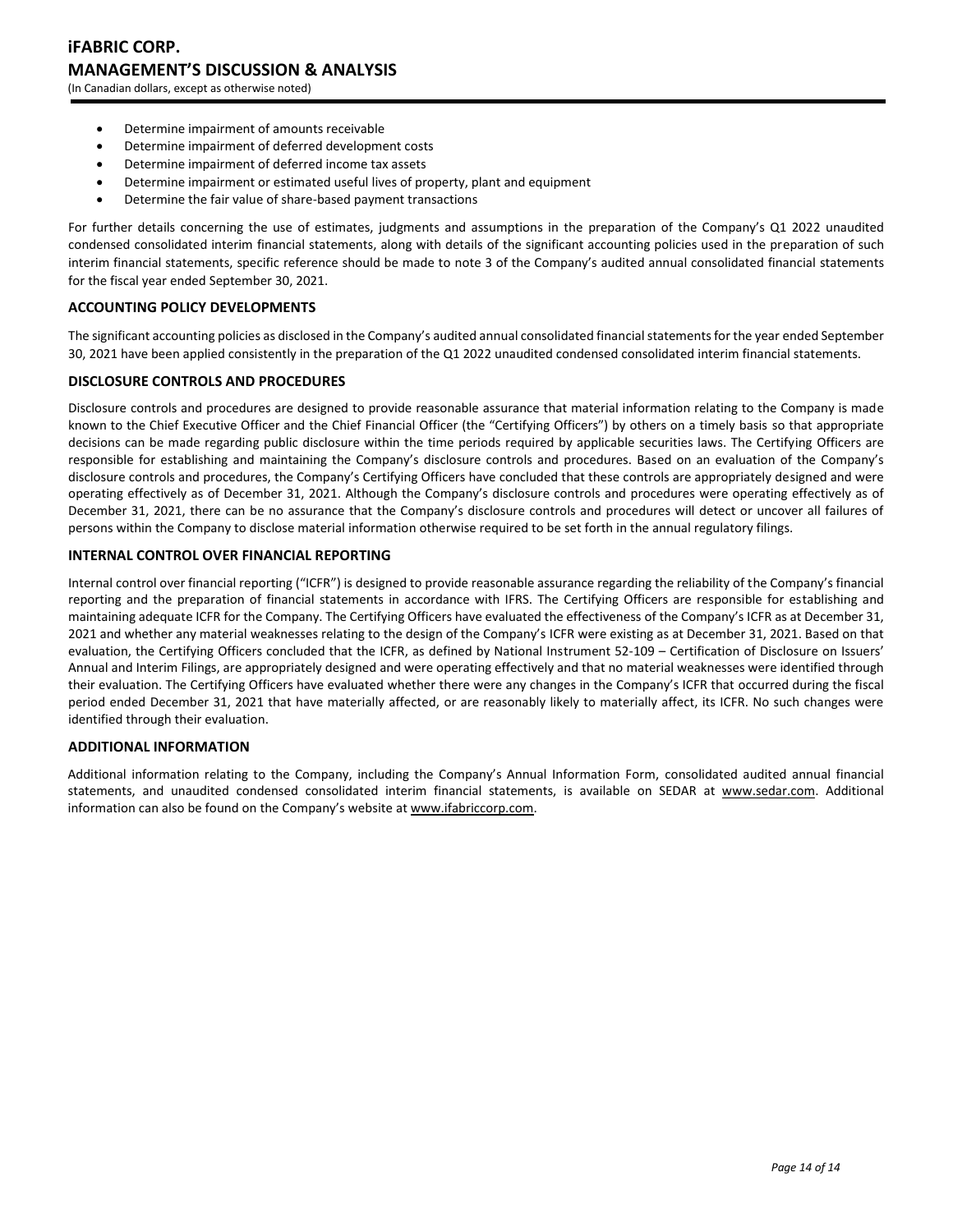- Determine impairment of amounts receivable
- Determine impairment of deferred development costs
- Determine impairment of deferred income tax assets
- Determine impairment or estimated useful lives of property, plant and equipment
- Determine the fair value of share-based payment transactions

For further details concerning the use of estimates, judgments and assumptions in the preparation of the Company's Q1 2022 unaudited condensed consolidated interim financial statements, along with details of the significant accounting policies used in the preparation of such interim financial statements, specific reference should be made to note 3 of the Company's audited annual consolidated financial statements for the fiscal year ended September 30, 2021.

### ACCOUNTING POLICY DEVELOPMENTS

The significant accounting policies as disclosed in the Company's audited annual consolidated financial statements for the year ended September 30, 2021 have been applied consistently in the preparation of the Q1 2022 unaudited condensed consolidated interim financial statements.

### DISCLOSURE CONTROLS AND PROCEDURES

Disclosure controls and procedures are designed to provide reasonable assurance that material information relating to the Company is made known to the Chief Executive Officer and the Chief Financial Officer (the "Certifying Officers") by others on a timely basis so that appropriate decisions can be made regarding public disclosure within the time periods required by applicable securities laws. The Certifying Officers are responsible for establishing and maintaining the Company's disclosure controls and procedures. Based on an evaluation of the Company's disclosure controls and procedures, the Company's Certifying Officers have concluded that these controls are appropriately designed and were operating effectively as of December 31, 2021. Although the Company's disclosure controls and procedures were operating effectively as of December 31, 2021, there can be no assurance that the Company's disclosure controls and procedures will detect or uncover all failures of persons within the Company to disclose material information otherwise required to be set forth in the annual regulatory filings.

### INTERNAL CONTROL OVER FINANCIAL REPORTING

Internal control over financial reporting ("ICFR") is designed to provide reasonable assurance regarding the reliability of the Company's financial reporting and the preparation of financial statements in accordance with IFRS. The Certifying Officers are responsible for establishing and maintaining adequate ICFR for the Company. The Certifying Officers have evaluated the effectiveness of the Company's ICFR as at December 31, 2021 and whether any material weaknesses relating to the design of the Company's ICFR were existing as at December 31, 2021. Based on that evaluation, the Certifying Officers concluded that the ICFR, as defined by National Instrument 52-109 – Certification of Disclosure on Issuers' Annual and Interim Filings, are appropriately designed and were operating effectively and that no material weaknesses were identified through their evaluation. The Certifying Officers have evaluated whether there were any changes in the Company's ICFR that occurred during the fiscal period ended December 31, 2021 that have materially affected, or are reasonably likely to materially affect, its ICFR. No such changes were identified through their evaluation.

### ADDITIONAL INFORMATION

Additional information relating to the Company, including the Company's Annual Information Form, consolidated audited annual financial statements, and unaudited condensed consolidated interim financial statements, is available on SEDAR at www.sedar.com. Additional information can also be found on the Company's website at www.ifabriccorp.com.